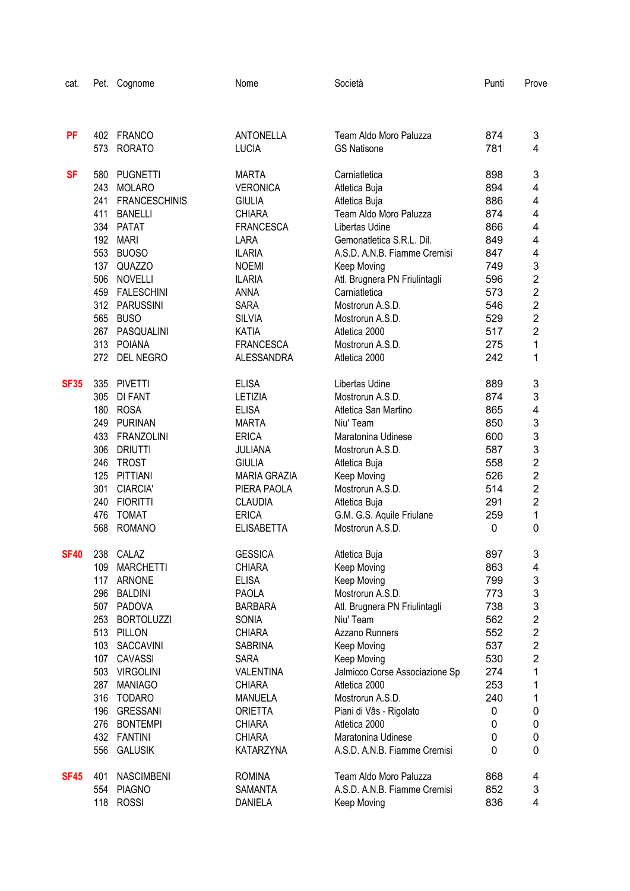| cat. | Pet. | Cognome | Nome | Società | Punti | Prove |
|---|---|---|---|---|---|---|
| **PF** | 402 | FRANCO | ANTONELLA | Team Aldo Moro Paluzza | 874 | 3 |
| | 573 | RORATO | LUCIA | GS Natisone | 781 | 4 |
| **SF** | 580 | PUGNETTI | MARTA | Carniatletica | 898 | 3 |
| | 243 | MOLARO | VERONICA | Atletica Buja | 894 | 4 |
| | 241 | FRANCESCHINIS | GIULIA | Atletica Buja | 886 | 4 |
| | 411 | BANELLI | CHIARA | Team Aldo Moro Paluzza | 874 | 4 |
| | 334 | PATAT | FRANCESCA | Libertas Udine | 866 | 4 |
| | 192 | MARI | LARA | Gemonatletica S.R.L. Dil. | 849 | 4 |
| | 553 | BUOSO | ILARIA | A.S.D. A.N.B. Fiamme Cremisi | 847 | 4 |
| | 137 | QUAZZO | NOEMI | Keep Moving | 749 | 3 |
| | 506 | NOVELLI | ILARIA | Atl. Brugnera PN Friulintagli | 596 | 2 |
| | 459 | FALESCHINI | ANNA | Carniatletica | 573 | 2 |
| | 312 | PARUSSINI | SARA | Mostrorun A.S.D. | 546 | 2 |
| | 565 | BUSO | SILVIA | Mostrorun A.S.D. | 529 | 2 |
| | 267 | PASQUALINI | KATIA | Atletica 2000 | 517 | 2 |
| | 313 | POIANA | FRANCESCA | Mostrorun A.S.D. | 275 | 1 |
| | 272 | DEL NEGRO | ALESSANDRA | Atletica 2000 | 242 | 1 |
| **SF35** | 335 | PIVETTI | ELISA | Libertas Udine | 889 | 3 |
| | 305 | DI FANT | LETIZIA | Mostrorun A.S.D. | 874 | 3 |
| | 180 | ROSA | ELISA | Atletica San Martino | 865 | 4 |
| | 249 | PURINAN | MARTA | Niu' Team | 850 | 3 |
| | 433 | FRANZOLINI | ERICA | Maratonina Udinese | 600 | 3 |
| | 306 | DRIUTTI | JULIANA | Mostrorun A.S.D. | 587 | 3 |
| | 246 | TROST | GIULIA | Atletica Buja | 558 | 2 |
| | 125 | PITTIANI | MARIA GRAZIA | Keep Moving | 526 | 2 |
| | 301 | CIARCIA' | PIERA PAOLA | Mostrorun A.S.D. | 514 | 2 |
| | 240 | FIORITTI | CLAUDIA | Atletica Buja | 291 | 2 |
| | 476 | TOMAT | ERICA | G.M. G.S. Aquile Friulane | 259 | 1 |
| | 568 | ROMANO | ELISABETTA | Mostrorun A.S.D. | 0 | 0 |
| **SF40** | 238 | CALAZ | GESSICA | Atletica Buja | 897 | 3 |
| | 109 | MARCHETTI | CHIARA | Keep Moving | 863 | 4 |
| | 117 | ARNONE | ELISA | Keep Moving | 799 | 3 |
| | 296 | BALDINI | PAOLA | Mostrorun A.S.D. | 773 | 3 |
| | 507 | PADOVA | BARBARA | Atl. Brugnera PN Friulintagli | 738 | 3 |
| | 253 | BORTOLUZZI | SONIA | Niu' Team | 562 | 2 |
| | 513 | PILLON | CHIARA | Azzano Runners | 552 | 2 |
| | 103 | SACCAVINI | SABRINA | Keep Moving | 537 | 2 |
| | 107 | CAVASSI | SARA | Keep Moving | 530 | 2 |
| | 503 | VIRGOLINI | VALENTINA | Jalmicco Corse Associazione Sp | 274 | 1 |
| | 287 | MANIAGO | CHIARA | Atletica 2000 | 253 | 1 |
| | 316 | TODARO | MANUELA | Mostrorun A.S.D. | 240 | 1 |
| | 196 | GRESSANI | ORIETTA | Piani di Vâs - Rigolato | 0 | 0 |
| | 276 | BONTEMPI | CHIARA | Atletica 2000 | 0 | 0 |
| | 432 | FANTINI | CHIARA | Maratonina Udinese | 0 | 0 |
| | 556 | GALUSIK | KATARZYNA | A.S.D. A.N.B. Fiamme Cremisi | 0 | 0 |
| **SF45** | 401 | NASCIMBENI | ROMINA | Team Aldo Moro Paluzza | 868 | 4 |
| | 554 | PIAGNO | SAMANTA | A.S.D. A.N.B. Fiamme Cremisi | 852 | 3 |
| | 118 | ROSSI | DANIELA | Keep Moving | 836 | 4 |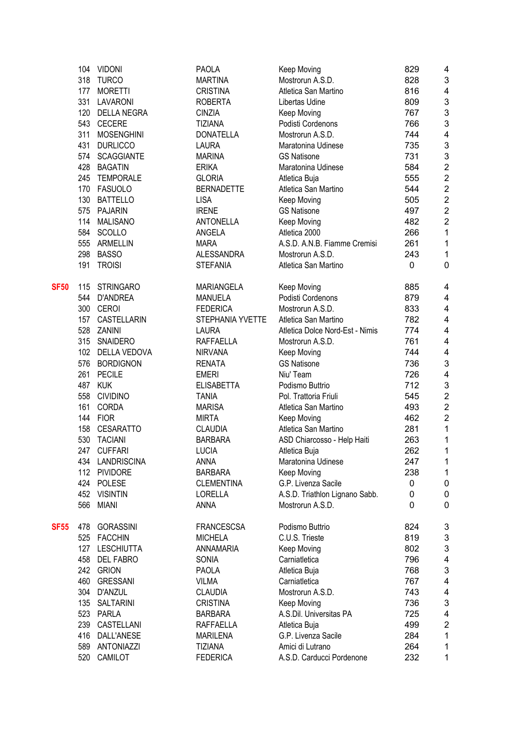| | | | | | | |
|---|---|---|---|---|---|---|
| | 104 | VIDONI | PAOLA | Keep Moving | 829 | 4 |
| | 318 | TURCO | MARTINA | Mostrorun A.S.D. | 828 | 3 |
| | 177 | MORETTI | CRISTINA | Atletica San Martino | 816 | 4 |
| | 331 | LAVARONI | ROBERTA | Libertas Udine | 809 | 3 |
| | 120 | DELLA NEGRA | CINZIA | Keep Moving | 767 | 3 |
| | 543 | CECERE | TIZIANA | Podisti Cordenons | 766 | 3 |
| | 311 | MOSENGHINI | DONATELLA | Mostrorun A.S.D. | 744 | 4 |
| | 431 | DURLICCO | LAURA | Maratonina Udinese | 735 | 3 |
| | 574 | SCAGGIANTE | MARINA | GS Natisone | 731 | 3 |
| | 428 | BAGATIN | ERIKA | Maratonina Udinese | 584 | 2 |
| | 245 | TEMPORALE | GLORIA | Atletica Buja | 555 | 2 |
| | 170 | FASUOLO | BERNADETTE | Atletica San Martino | 544 | 2 |
| | 130 | BATTELLO | LISA | Keep Moving | 505 | 2 |
| | 575 | PAJARIN | IRENE | GS Natisone | 497 | 2 |
| | 114 | MALISANO | ANTONELLA | Keep Moving | 482 | 2 |
| | 584 | SCOLLO | ANGELA | Atletica 2000 | 266 | 1 |
| | 555 | ARMELLIN | MARA | A.S.D. A.N.B. Fiamme Cremisi | 261 | 1 |
| | 298 | BASSO | ALESSANDRA | Mostrorun A.S.D. | 243 | 1 |
| | 191 | TROISI | STEFANIA | Atletica San Martino | 0 | 0 |
| **SF50** | 115 | STRINGARO | MARIANGELA | Keep Moving | 885 | 4 |
| | 544 | D'ANDREA | MANUELA | Podisti Cordenons | 879 | 4 |
| | 300 | CEROI | FEDERICA | Mostrorun A.S.D. | 833 | 4 |
| | 157 | CASTELLARIN | STEPHANIA YVETTE | Atletica San Martino | 782 | 4 |
| | 528 | ZANINI | LAURA | Atletica Dolce Nord-Est - Nimis | 774 | 4 |
| | 315 | SNAIDERO | RAFFAELLA | Mostrorun A.S.D. | 761 | 4 |
| | 102 | DELLA VEDOVA | NIRVANA | Keep Moving | 744 | 4 |
| | 576 | BORDIGNON | RENATA | GS Natisone | 736 | 3 |
| | 261 | PECILE | EMERI | Niu' Team | 726 | 4 |
| | 487 | KUK | ELISABETTA | Podismo Buttrio | 712 | 3 |
| | 558 | CIVIDINO | TANIA | Pol. Trattoria Friuli | 545 | 2 |
| | 161 | CORDA | MARISA | Atletica San Martino | 493 | 2 |
| | 144 | FIOR | MIRTA | Keep Moving | 462 | 2 |
| | 158 | CESARATTO | CLAUDIA | Atletica San Martino | 281 | 1 |
| | 530 | TACIANI | BARBARA | ASD Chiarcosso - Help Haiti | 263 | 1 |
| | 247 | CUFFARI | LUCIA | Atletica Buja | 262 | 1 |
| | 434 | LANDRISCINA | ANNA | Maratonina Udinese | 247 | 1 |
| | 112 | PIVIDORE | BARBARA | Keep Moving | 238 | 1 |
| | 424 | POLESE | CLEMENTINA | G.P. Livenza Sacile | 0 | 0 |
| | 452 | VISINTIN | LORELLA | A.S.D. Triathlon Lignano Sabb. | 0 | 0 |
| | 566 | MIANI | ANNA | Mostrorun A.S.D. | 0 | 0 |
| **SF55** | 478 | GORASSINI | FRANCESCSA | Podismo Buttrio | 824 | 3 |
| | 525 | FACCHIN | MICHELA | C.U.S. Trieste | 819 | 3 |
| | 127 | LESCHIUTTA | ANNAMARIA | Keep Moving | 802 | 3 |
| | 458 | DEL FABRO | SONIA | Carniatletica | 796 | 4 |
| | 242 | GRION | PAOLA | Atletica Buja | 768 | 3 |
| | 460 | GRESSANI | VILMA | Carniatletica | 767 | 4 |
| | 304 | D'ANZUL | CLAUDIA | Mostrorun A.S.D. | 743 | 4 |
| | 135 | SALTARINI | CRISTINA | Keep Moving | 736 | 3 |
| | 523 | PARLA | BARBARA | A.S.Dil. Universitas PA | 725 | 4 |
| | 239 | CASTELLANI | RAFFAELLA | Atletica Buja | 499 | 2 |
| | 416 | DALL'ANESE | MARILENA | G.P. Livenza Sacile | 284 | 1 |
| | 589 | ANTONIAZZI | TIZIANA | Amici di Lutrano | 264 | 1 |
| | 520 | CAMILOT | FEDERICA | A.S.D. Carducci Pordenone | 232 | 1 |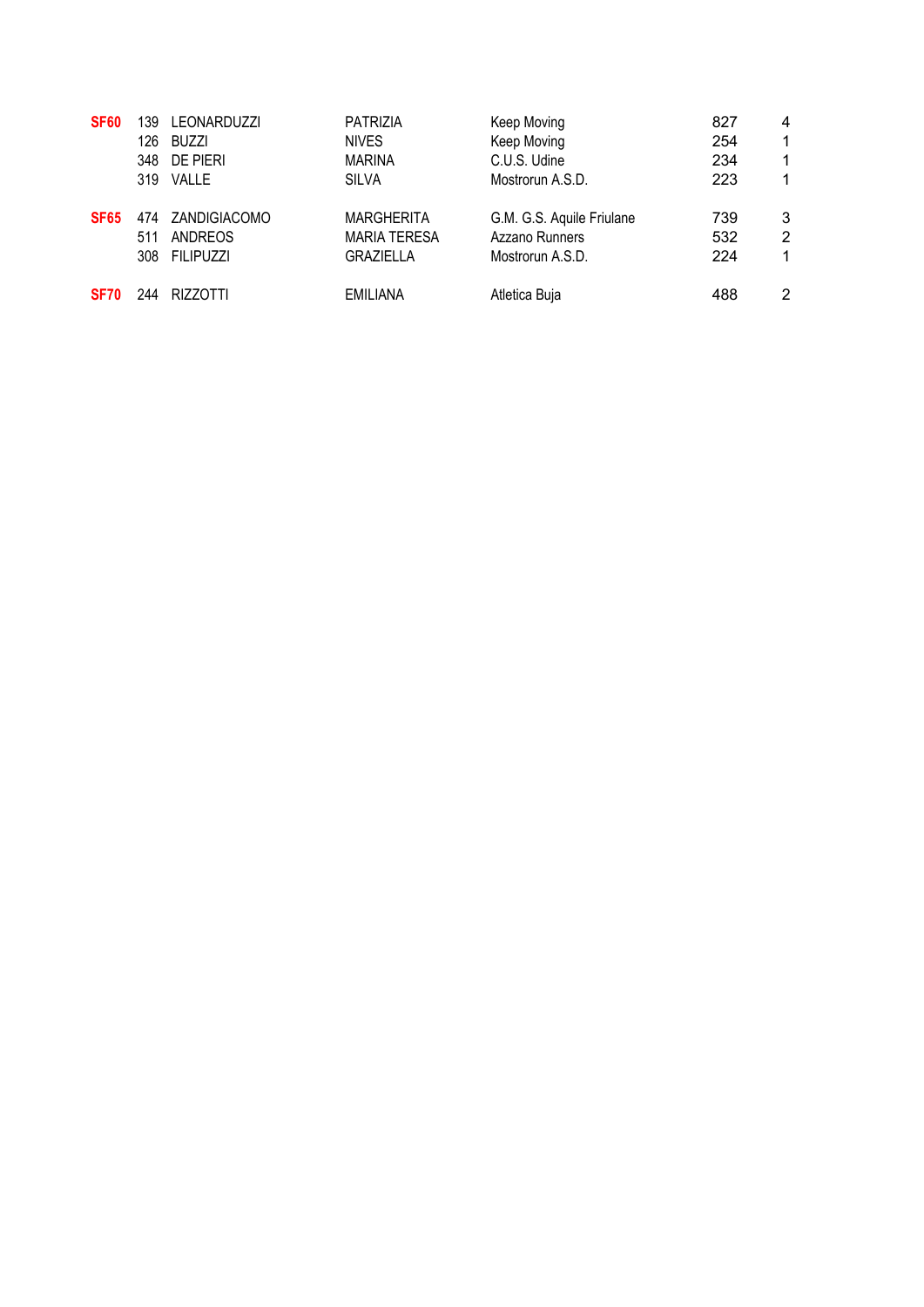| | | | | | | |
|---|---|---|---|---|---|---|
| **SF60** | 139 | LEONARDUZZI | PATRIZIA | Keep Moving | 827 | 4 |
| | 126 | BUZZI | NIVES | Keep Moving | 254 | 1 |
| | 348 | DE PIERI | MARINA | C.U.S. Udine | 234 | 1 |
| | 319 | VALLE | SILVA | Mostrorun A.S.D. | 223 | 1 |
| **SF65** | 474 | ZANDIGIACOMO | MARGHERITA | G.M. G.S. Aquile Friulane | 739 | 3 |
| | 511 | ANDREOS | MARIA TERESA | Azzano Runners | 532 | 2 |
| | 308 | FILIPUZZI | GRAZIELLA | Mostrorun A.S.D. | 224 | 1 |
| **SF70** | 244 | RIZZOTTI | EMILIANA | Atletica Buja | 488 | 2 |